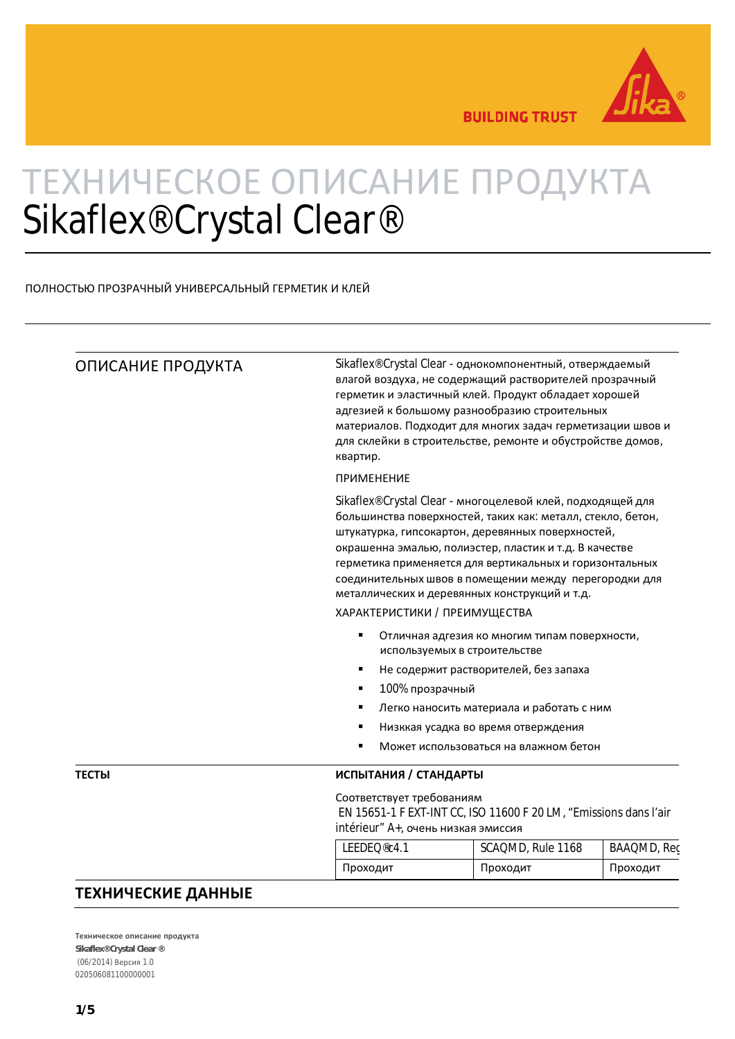# ТЕХНИЧЕСКОЕ ОПИСАНИЕ ПРОДУКТА
# Sikaflex®Crystal Clear®

ПОЛНОСТЬЮ ПРОЗРАЧНЫЙ УНИВЕРСАЛЬНЫЙ ГЕРМЕТИК И КЛЕЙ

## ОПИСАНИЕ ПРОДУКТА

Sikaflex®Crystal Clear - однокомпонентный, отверждаемый влагой воздуха, не содержащий растворителей прозрачный герметик и эластичный клей. Продукт обладает хорошей адгезией к большому разнообразию строительных материалов. Подходит для многих задач герметизации швов и для склейки в строительстве, ремонте и обустройстве домов, квартир.

ПРИМЕНЕНИЕ

Sikaflex®Crystal Clear - многоцелевой клей, подходящей для большинства поверхностей, таких как: металл, стекло, бетон, штукатурка, гипсокартон, деревянных поверхностей, окрашенна эмалью, полиэстер, пластик и т.д. В качестве герметика применяется для вертикальных и горизонтальных соединительных швов в помещении между перегородки для металлических и деревянных конструкций и т.д.

ХАРАКТЕРИСТИКИ / ПРЕИМУЩЕСТВА

- Отличная адгезия ко многим типам поверхности, используемых в строительстве
- Не содержит растворителей, без запаха
- 100% прозрачный
- Легко наносить материала и работать с ним
- Низкая усадка во время отверждения
- Может использоваться на влажном бетон

**ТЕСТЫ**

**ИСПЫТАНИЯ / СТАНДАРТЫ**

Соответствует требованиям
EN 15651-1 F EXT-INT CC, ISO 11600 F 20 LM , "Emissions dans l'air intérieur" A+, очень низкая эмиссия

| LEEDEQ®c4.1 | SCAQMD, Rule 1168 | BAAQMD, Reg |
|---|---|---|
| Проходит | Проходит | Проходит |

## ТЕХНИЧЕСКИЕ ДАННЫЕ

**Техническое описание продукта**
**Sikaflex®Crystal Clear ®**
(06/2014) Версия 1.0
020506081100000001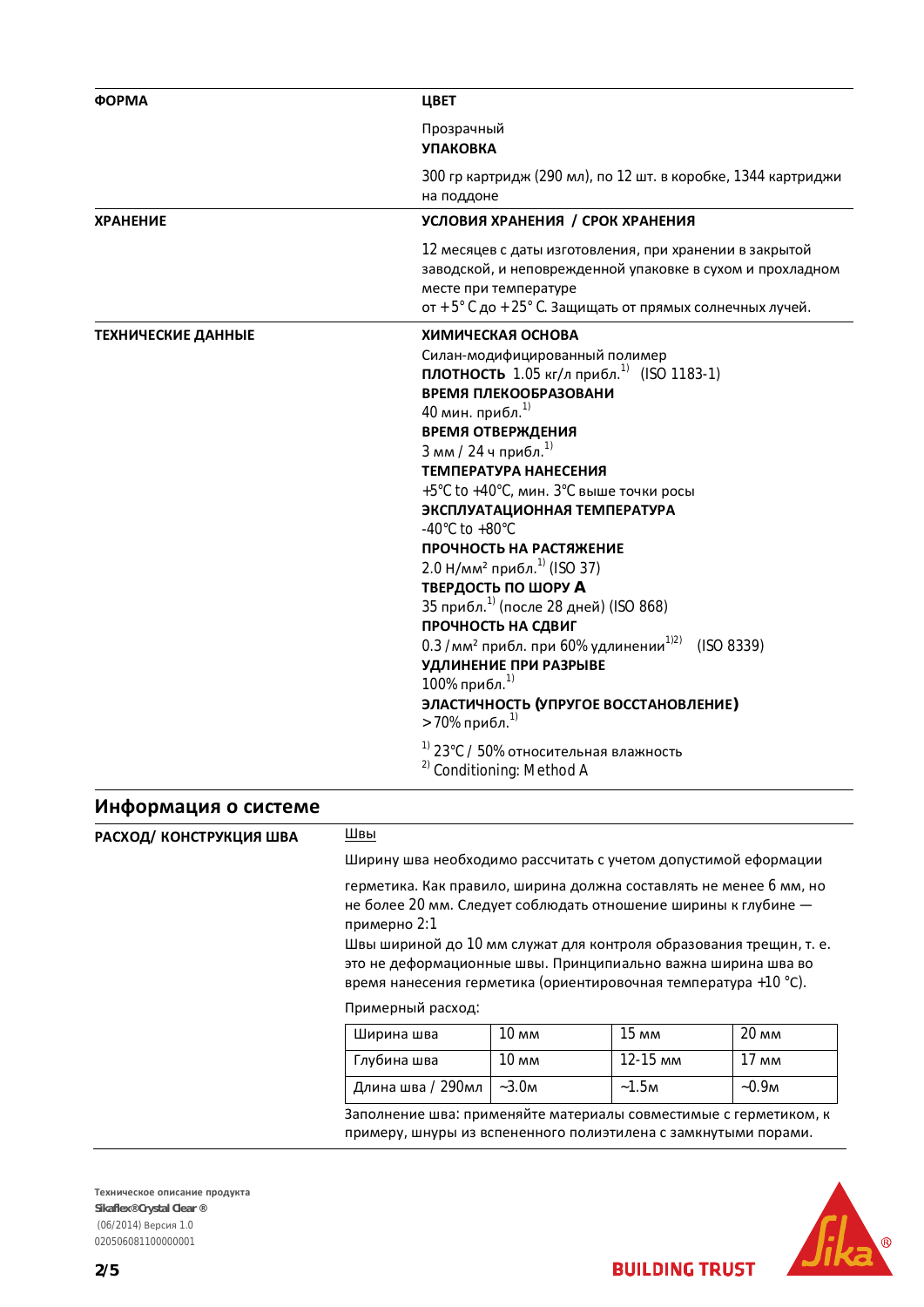**ФОРМА**

**ЦВЕТ**

Прозрачный

**УПАКОВКА**

300 гр картридж (290 мл), по 12 шт. в коробке, 1344 картриджи на поддоне

**ХРАНЕНИЕ**

**УСЛОВИЯ ХРАНЕНИЯ / СРОК ХРАНЕНИЯ**

12 месяцев с даты изготовления, при хранении в закрытой заводской, и неповрежденной упаковке в сухом и прохладном месте при температуре
от +5° C до +25° C. Защищать от прямых солнечных лучей.

**ТЕХНИЧЕСКИЕ ДАННЫЕ**

**ХИМИЧЕСКАЯ ОСНОВА**

Силан-модифицированный полимер

**ПЛОТНОСТЬ** 1.05 кг/л прибл.[1] (ISO 1183-1)

**ВРЕМЯ ПЛЕКООБРАЗОВАНИ**

40 мин. прибл.[1]

**ВРЕМЯ ОТВЕРЖДЕНИЯ**

3 мм / 24 ч прибл.[1]

**ТЕМПЕРАТУРА НАНЕСЕНИЯ**

+5°C to +40°C, мин. 3°C выше точки росы

**ЭКСПЛУАТАЦИОННАЯ ТЕМПЕРАТУРА**

-40°C to +80°C

**ПРОЧНОСТЬ НА РАСТЯЖЕНИЕ**

2.0 Н/мм² прибл.[1] (ISO 37)

**ТВЕРДОСТЬ ПО ШОРУ A**

35 прибл.[1] (после 28 дней) (ISO 868)

**ПРОЧНОСТЬ НА СДВИГ**

0.3 / мм² прибл. при 60% удлинении[1)2)] (ISO 8339)

**УДЛИНЕНИЕ ПРИ РАЗРЫВЕ**

100% прибл.[1]

**ЭЛАСТИЧНОСТЬ (УПРУГОЕ ВОССТАНОВЛЕНИЕ)**

>70% прибл.[1]

[1] 23°C / 50% относительная влажность
[2] Conditioning: Method A

## Информация о системе

**РАСХОД/ КОНСТРУКЦИЯ ШВА**

Швы

Ширину шва необходимо рассчитать с учетом допустимой еформации

герметика. Как правило, ширина должна составлять не менее 6 мм, но не более 20 мм. Следует соблюдать отношение ширины к глубине — примерно 2:1
Швы шириной до 10 мм служат для контроля образования трещин, т. е. это не деформационные швы. Принципиально важна ширина шва во время нанесения герметика (ориентировочная температура +10 °C).

Примерный расход:

| Ширина шва | 10 мм | 15 мм | 20 мм |
|---|---|---|---|
| Глубина шва | 10 мм | 12-15 мм | 17 мм |
| Длина шва / 290мл | ~3.0м | ~1.5м | ~0.9м |

Заполнение шва: применяйте материалы совместимые с герметиком, к примеру, шнуры из вспененного полиэтилена с замкнутыми порами.

**Техническое описание продукта**
**Sikaflex®Crystal Clear ®**
(06/2014) Версия 1.0
020506081100000001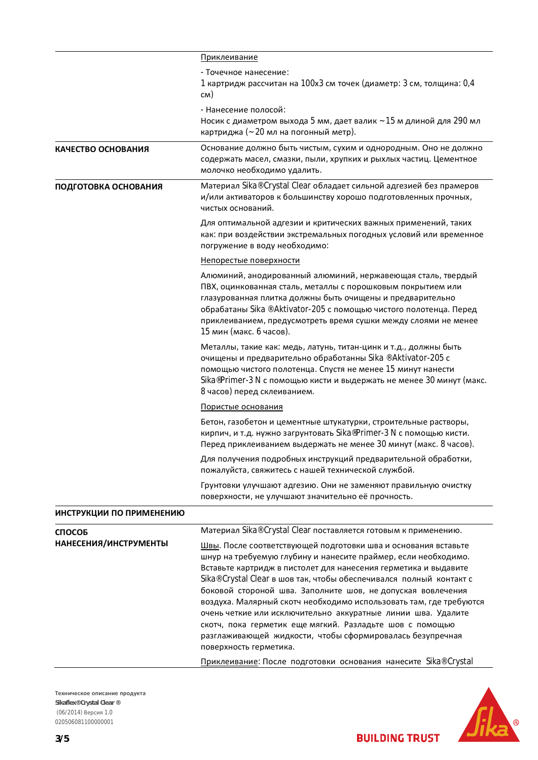| | |
|---|---|
| | <u>Приклеивание</u><br><br>- Точечное нанесение:<br>1 картридж рассчитан на 100x3 см точек (диаметр: 3 см, толщина: 0,4 см)<br><br>- Нанесение полосой:<br>Носик с диаметром выхода 5 мм, дает валик ~15 м длиной для 290 мл картриджа (~20 мл на погонный метр). |
| **КАЧЕСТВО ОСНОВАНИЯ** | Основание должно быть чистым, сухим и однородным. Оно не должно содержать масел, смазки, пыли, хрупких и рыхлых частиц. Цементное молочко необходимо удалить. |
| **ПОДГОТОВКА ОСНОВАНИЯ** | Материал Sika®Crystal Clear обладает сильной адгезией без прамеров и/или активаторов к большинству хорошо подготовленных прочных, чистых оснований.<br><br>Для оптимальной адгезии и критических важных применений, таких как: при воздействии экстремальных погодных условий или временное погружение в воду необходимо:<br><br><u>Непорестые поверхности</u><br><br>Алюминий, анодированный алюминий, нержавеющая сталь, твердый ПВХ, оцинкованная сталь, металлы с порошковым покрытием или глазурованная плитка должны быть очищены и предварительно обрабатаны Sika ®Aktivator-205 с помощью чистого полотенца. Перед приклеиванием, предусмотреть время сушки между слоями не менее 15 мин (макс. 6 часов).<br><br>Металлы, такие как: медь, латунь, титан-цинк и т.д., должны быть очищены и предварительно обработанны Sika ®Aktivator-205 с помощью чистого полотенца. Спустя не менее 15 минут нанести Sika®Primer-3 N с помощью кисти и выдержать не менее 30 минут (макс. 8 часов) перед склеиванием.<br><br><u>Пористые основания</u><br><br>Бетон, газобетон и цементные штукатурки, строительные растворы, кирпич, и т.д. нужно загрунтовать Sika®Primer-3 N с помощью кисти. Перед приклеиванием выдержать не менее 30 минут (макс. 8 часов).<br><br>Для получения подробных инструкций предварительной обработки, пожалуйста, свяжитесь с нашей технической службой.<br><br>Грунтовки улучшают адгезию. Они не заменяют правильную очистку поверхности, не улучшают значительно её прочность. |

**ИНСТРУКЦИИ ПО ПРИМЕНЕНИЮ**

| | |
|---|---|
| **СПОСОБ НАНЕСЕНИЯ/ИНСТРУМЕНТЫ** | Материал Sika®Crystal Clear поставляется готовым к применению.<br><br><u>Швы</u>. После соответствующей подготовки шва и основания вставьте шнур на требуемую глубину и нанесите праймер, если необходимо. Вставьте картридж в пистолет для нанесения герметика и выдавите Sika®Crystal Clear в шов так, чтобы обеспечивался полный контакт с боковой стороной шва. Заполните шов, не допуская вовлечения воздуха. Малярный скотч необходимо использовать там, где требуются очень четкие или исключительно аккуратные линии шва. Удалите скотч, пока герметик еще мягкий. Разгладьте шов с помощью разглаживающей жидкости, чтобы сформировалась безупречная поверхность герметика.<br><br><u>Приклеивание</u>: После подготовки основания нанесите Sika®Crystal |

**Техническое описание продукта**
**Sikaflex®Crystal Clear ®**
(06/2014) Версия 1.0
020506081100000001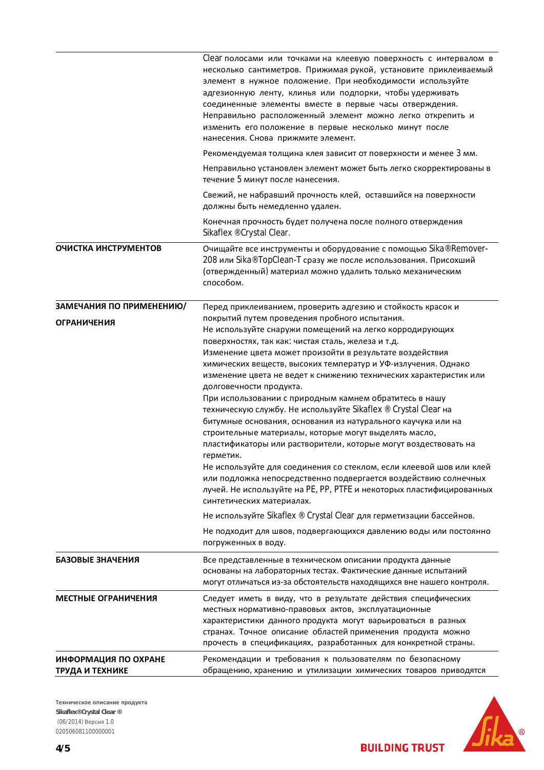| | |
|---|---|
| | Clear полосами или точками на клеевую поверхность с интервалом в несколько сантиметров. Прижимая рукой, установите приклеиваемый элемент в нужное положение. При необходимости используйте адгезионную ленту, клинья или подпорки, чтобы удерживать соединенные элементы вместе в первые часы отверждения. Неправильно расположенный элемент можно легко открепить и изменить его положение в первые несколько минут после нанесения. Снова прижмите элемент.<br><br>Рекомендуемая толщина клея зависит от поверхности и менее 3 мм.<br><br>Неправильно установлен элемент может быть легко скорректированы в течение 5 минут после нанесения.<br><br>Свежий, не набравший прочность клей, оставшийся на поверхности должны быть немедленно удален.<br><br>Конечная прочность будет получена после полного отверждения Sikaflex ®Crystal Clear. |
| **ОЧИСТКА ИНСТРУМЕНТОВ** | Очищайте все инструменты и оборудование с помощью Sika®Remover-208 или Sika®TopClean-T сразу же после использования. Присохший (отвержденный) материал можно удалить только механическим способом. |
| **ЗАМЕЧАНИЯ ПО ПРИМЕНЕНИЮ/ ОГРАНИЧЕНИЯ** | Перед приклеиванием, проверить адгезию и стойкость красок и покрытий путем проведения пробного испытания.<br>Не используйте снаружи помещений на легко корродирующих поверхностях, так как: чистая сталь, железа и т.д.<br>Изменение цвета может произойти в результате воздействия химических веществ, высоких температур и УФ-излучения. Однако изменение цвета не ведет к снижению технических характеристик или долговечности продукта.<br>При использовании с природным камнем обратитесь в нашу техническую службу. Не используйте Sikaflex ® Crystal Clear на битумные основания, основания из натурального каучука или на строительные материалы, которые могут выделять масло, пластификаторы или растворители, которые могут воздествовать на герметик.<br>Не используйте для соединения со стеклом, если клеевой шов или клей или подложка непосредственно подвергается воздействию солнечных лучей. Не используйте на PE, PP, PTFE и некоторых пластифицированных синтетических материалах.<br><br>Не используйте Sikaflex ® Crystal Clear для герметизации бассейнов.<br><br>Не подходит для швов, подвергающихся давлению воды или постоянно погруженных в воду. |
| **БАЗОВЫЕ ЗНАЧЕНИЯ** | Все представленные в техническом описании продукта данные основаны на лабораторных тестах. Фактические данные испытаний могут отличаться из-за обстоятельств находящихся вне нашего контроля. |
| **МЕСТНЫЕ ОГРАНИЧЕНИЯ** | Следует иметь в виду, что в результате действия специфических местных нормативно-правовых актов, эксплуатационные характеристики данного продукта могут варьироваться в разных странах. Точное описание областей применения продукта можно прочесть в спецификациях, разработанных для конкретной страны. |
| **ИНФОРМАЦИЯ ПО ОХРАНЕ ТРУДА И ТЕХНИКЕ** | Рекомендации и требования к пользователям по безопасному обращению, хранению и утилизации химических товаров приводятся |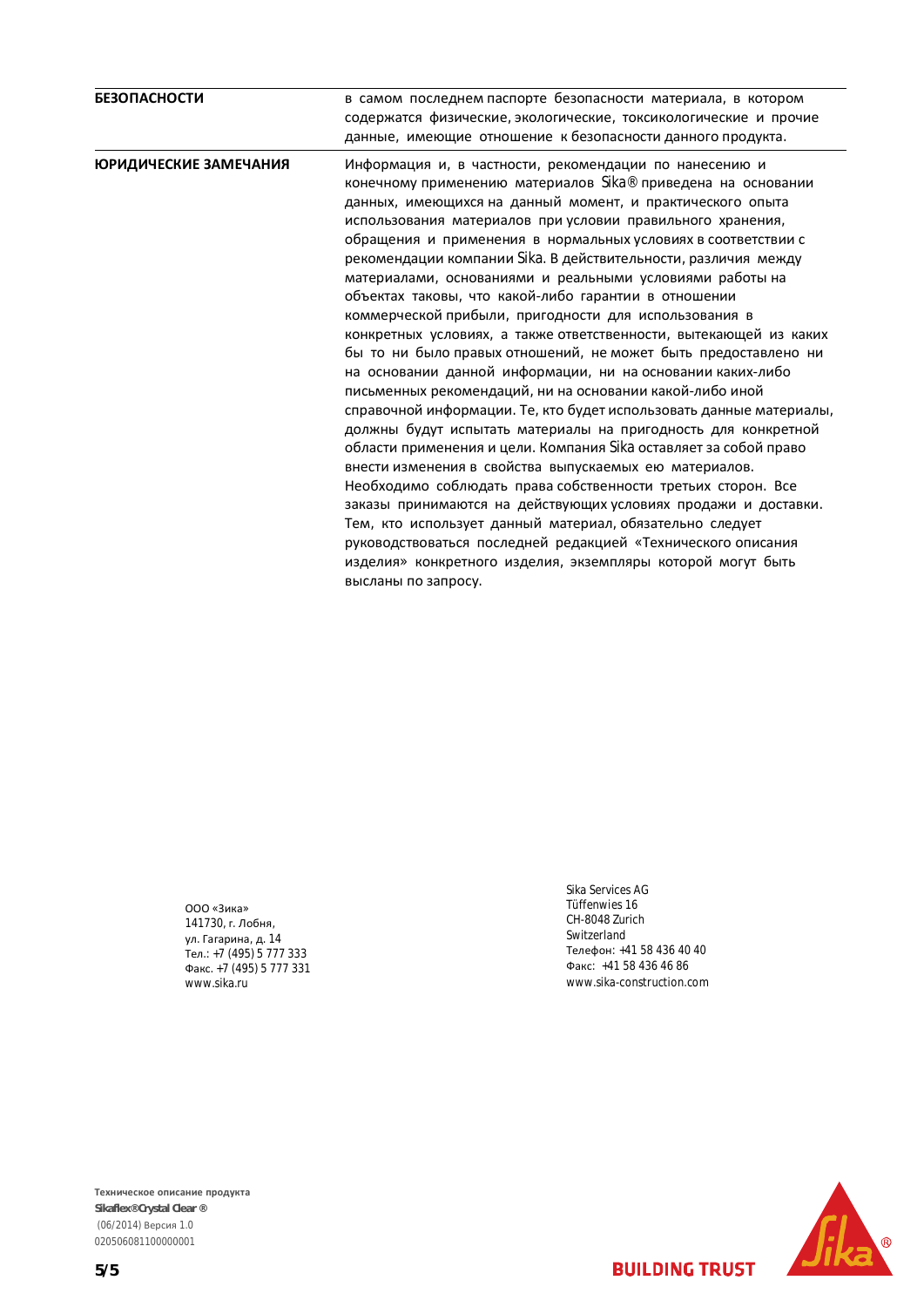| | |
|---|---|
| **БЕЗОПАСНОСТИ** | в самом последнем паспорте безопасности материала, в котором содержатся физические, экологические, токсикологические и прочие данные, имеющие отношение к безопасности данного продукта. |
| **ЮРИДИЧЕСКИЕ ЗАМЕЧАНИЯ** | Информация и, в частности, рекомендации по нанесению и конечному применению материалов Sika® приведена на основании данных, имеющихся на данный момент, и практического опыта использования материалов при условии правильного хранения, обращения и применения в нормальных условиях в соответствии с рекомендации компании Sika. В действительности, различия между материалами, основаниями и реальными условиями работы на объектах таковы, что какой-либо гарантии в отношении коммерческой прибыли, пригодности для использования в конкретных условиях, а также ответственности, вытекающей из каких бы то ни было правых отношений, не может быть предоставлено ни на основании данной информации, ни на основании каких-либо письменных рекомендаций, ни на основании какой-либо иной справочной информации. Те, кто будет использовать данные материалы, должны будут испытать материалы на пригодность для конкретной области применения и цели. Компания Sika оставляет за собой право внести изменения в свойства выпускаемых ею материалов. Необходимо соблюдать права собственности третьих сторон. Все заказы принимаются на действующих условиях продажи и доставки. Тем, кто использует данный материал, обязательно следует руководствоваться последней редакцией «Технического описания изделия» конкретного изделия, экземпляры которой могут быть высланы по запросу. |

ООО «Зика»
141730, г. Лобня,
ул. Гагарина, д. 14
Тел.: +7 (495) 5 777 333
Факс. +7 (495) 5 777 331
www.sika.ru

Sika Services AG
Tüffenwies 16
CH-8048 Zurich
Switzerland
Телефон: +41 58 436 40 40
Факс: +41 58 436 46 86
www.sika-construction.com

**Техническое описание продукта**
**Sikaflex®Crystal Clear ®**
(06/2014) Версия 1.0
020506081100000001

**BUILDING TRUST**